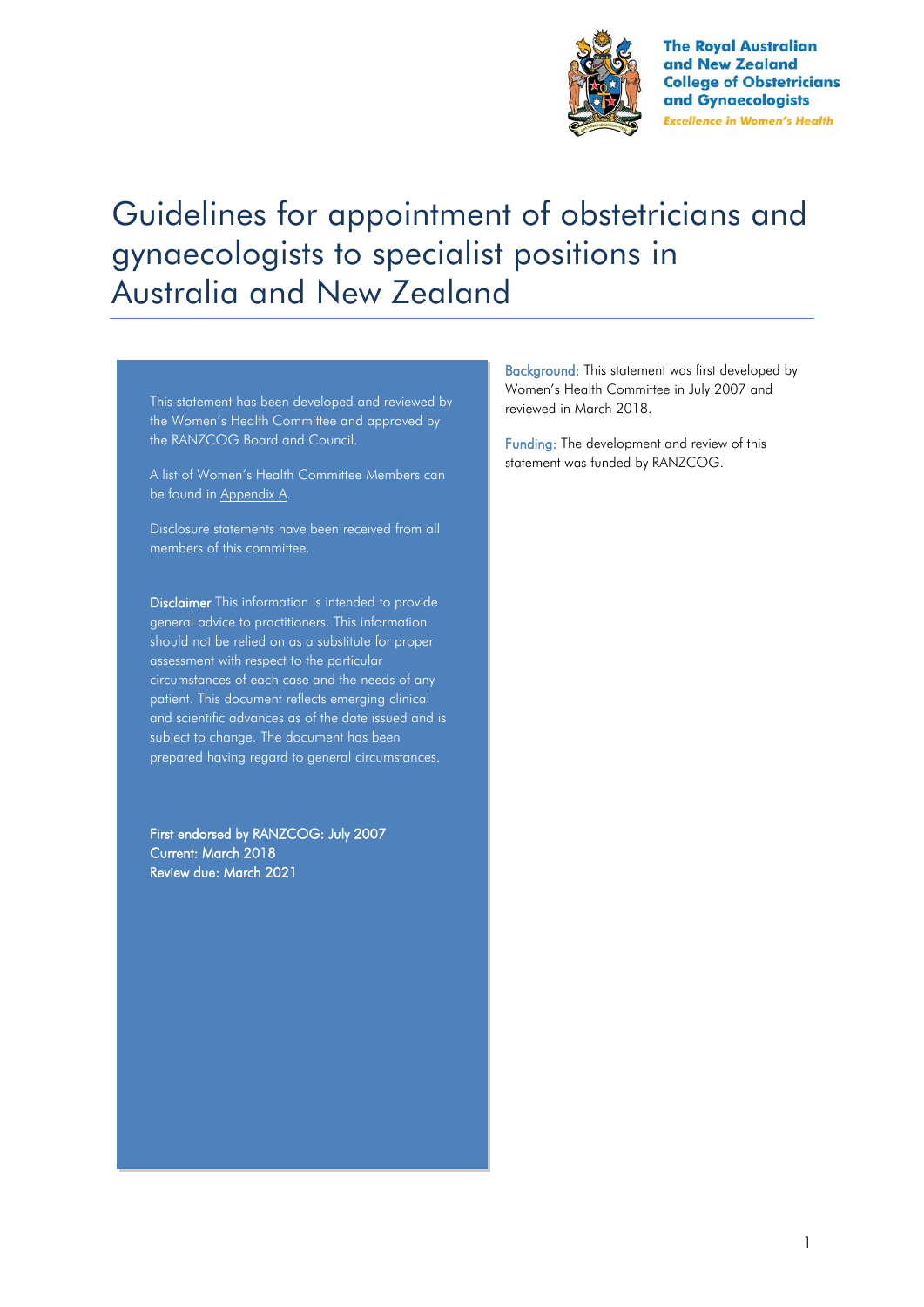The Royal Australian and New Zealand College of Obstetricians and Gynaecologists

*Excellence in Women's Health*

# Guidelines for appointment of obstetricians and gynaecologists to specialist positions in Australia and New Zealand

This statement has been developed and reviewed by the Women's Health Committee and approved by the RANZCOG Board and Council.

A list of Women's Health Committee Members can be found in Appendix A.

Disclosure statements have been received from all members of this committee.

**Disclaimer** This information is intended to provide general advice to practitioners. This information should not be relied on as a substitute for proper assessment with respect to the particular circumstances of each case and the needs of any patient. This document reflects emerging clinical and scientific advances as of the date issued and is subject to change. The document has been prepared having regard to general circumstances.

First endorsed by RANZCOG: July 2007
Current: March 2018
Review due: March 2021

Background: This statement was first developed by Women's Health Committee in July 2007 and reviewed in March 2018.

Funding: The development and review of this statement was funded by RANZCOG.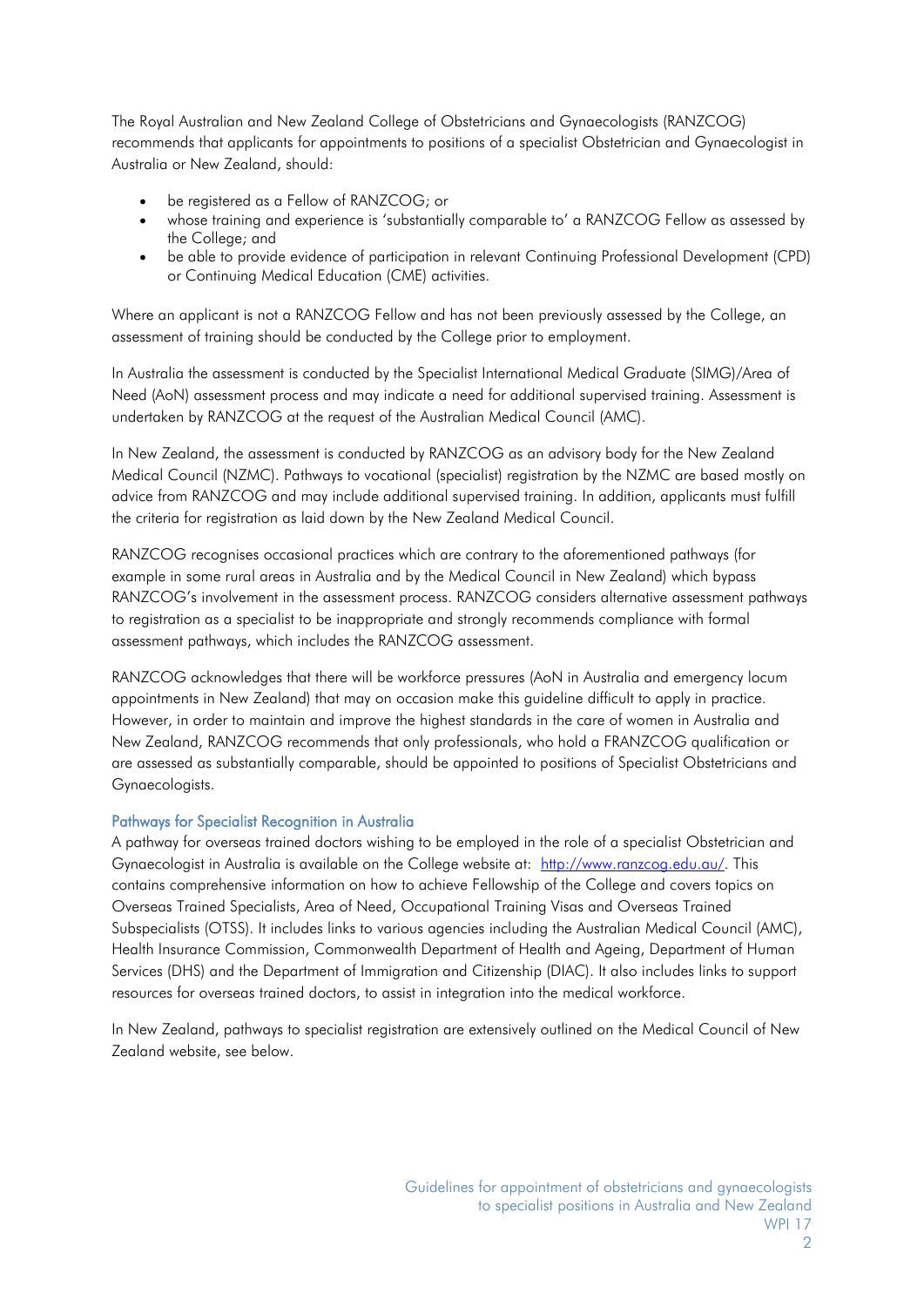The Royal Australian and New Zealand College of Obstetricians and Gynaecologists (RANZCOG) recommends that applicants for appointments to positions of a specialist Obstetrician and Gynaecologist in Australia or New Zealand, should:

- be registered as a Fellow of RANZCOG; or
- whose training and experience is 'substantially comparable to' a RANZCOG Fellow as assessed by the College; and
- be able to provide evidence of participation in relevant Continuing Professional Development (CPD) or Continuing Medical Education (CME) activities.

Where an applicant is not a RANZCOG Fellow and has not been previously assessed by the College, an assessment of training should be conducted by the College prior to employment.

In Australia the assessment is conducted by the Specialist International Medical Graduate (SIMG)/Area of Need (AoN) assessment process and may indicate a need for additional supervised training. Assessment is undertaken by RANZCOG at the request of the Australian Medical Council (AMC).

In New Zealand, the assessment is conducted by RANZCOG as an advisory body for the New Zealand Medical Council (NZMC). Pathways to vocational (specialist) registration by the NZMC are based mostly on advice from RANZCOG and may include additional supervised training. In addition, applicants must fulfill the criteria for registration as laid down by the New Zealand Medical Council.

RANZCOG recognises occasional practices which are contrary to the aforementioned pathways (for example in some rural areas in Australia and by the Medical Council in New Zealand) which bypass RANZCOG's involvement in the assessment process. RANZCOG considers alternative assessment pathways to registration as a specialist to be inappropriate and strongly recommends compliance with formal assessment pathways, which includes the RANZCOG assessment.

RANZCOG acknowledges that there will be workforce pressures (AoN in Australia and emergency locum appointments in New Zealand) that may on occasion make this guideline difficult to apply in practice. However, in order to maintain and improve the highest standards in the care of women in Australia and New Zealand, RANZCOG recommends that only professionals, who hold a FRANZCOG qualification or are assessed as substantially comparable, should be appointed to positions of Specialist Obstetricians and Gynaecologists.

### Pathways for Specialist Recognition in Australia

A pathway for overseas trained doctors wishing to be employed in the role of a specialist Obstetrician and Gynaecologist in Australia is available on the College website at: [http://www.ranzcog.edu.au/](http://www.ranzcog.edu.au/). This contains comprehensive information on how to achieve Fellowship of the College and covers topics on Overseas Trained Specialists, Area of Need, Occupational Training Visas and Overseas Trained Subspecialists (OTSS). It includes links to various agencies including the Australian Medical Council (AMC), Health Insurance Commission, Commonwealth Department of Health and Ageing, Department of Human Services (DHS) and the Department of Immigration and Citizenship (DIAC). It also includes links to support resources for overseas trained doctors, to assist in integration into the medical workforce.

In New Zealand, pathways to specialist registration are extensively outlined on the Medical Council of New Zealand website, see below.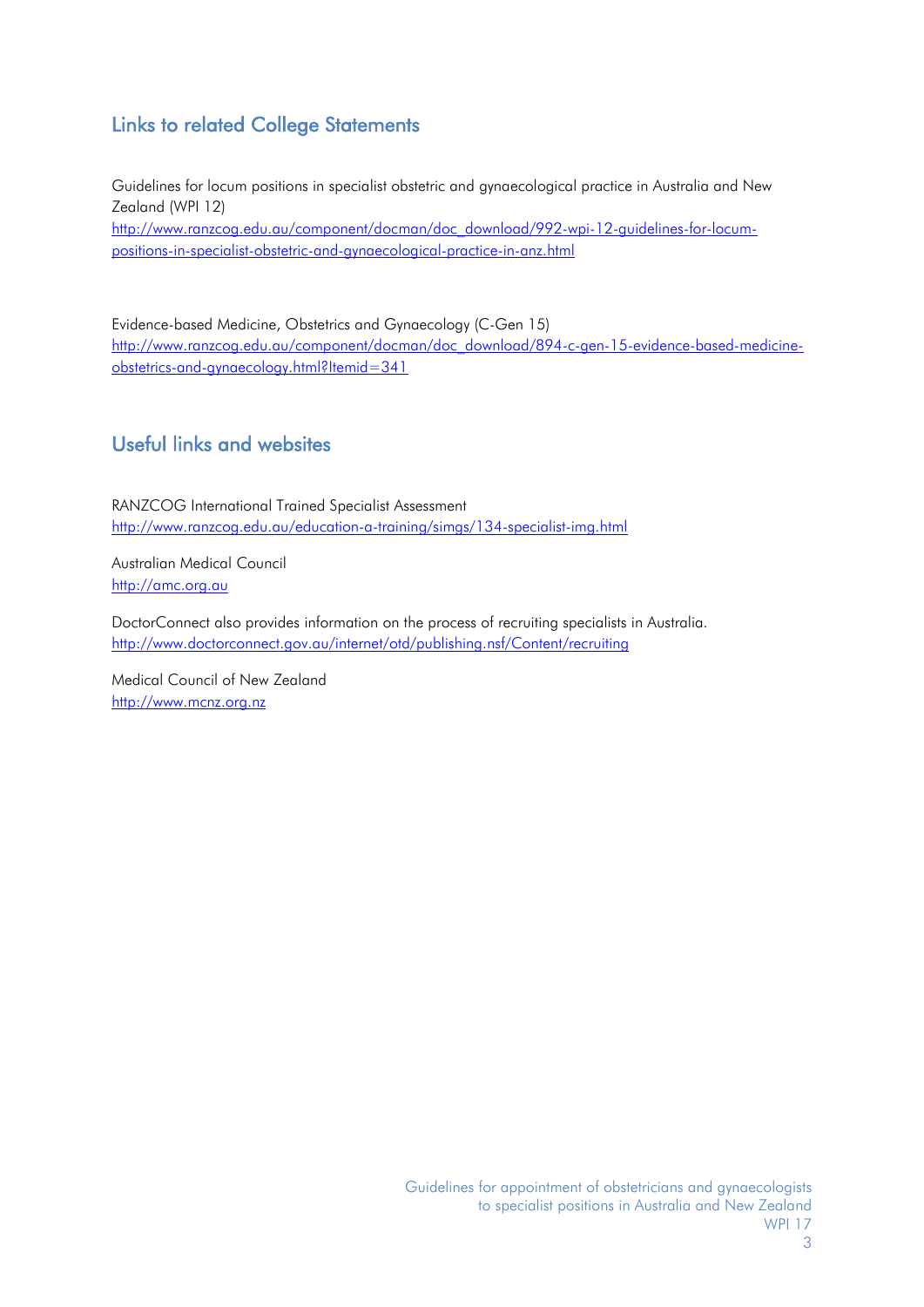## Links to related College Statements

Guidelines for locum positions in specialist obstetric and gynaecological practice in Australia and New Zealand (WPI 12)
http://www.ranzcog.edu.au/component/docman/doc_download/992-wpi-12-guidelines-for-locum-positions-in-specialist-obstetric-and-gynaecological-practice-in-anz.html

Evidence-based Medicine, Obstetrics and Gynaecology (C-Gen 15)
http://www.ranzcog.edu.au/component/docman/doc_download/894-c-gen-15-evidence-based-medicine-obstetrics-and-gynaecology.html?Itemid=341

## Useful links and websites

RANZCOG International Trained Specialist Assessment
http://www.ranzcog.edu.au/education-a-training/simgs/134-specialist-img.html

Australian Medical Council
http://amc.org.au

DoctorConnect also provides information on the process of recruiting specialists in Australia.
http://www.doctorconnect.gov.au/internet/otd/publishing.nsf/Content/recruiting

Medical Council of New Zealand
http://www.mcnz.org.nz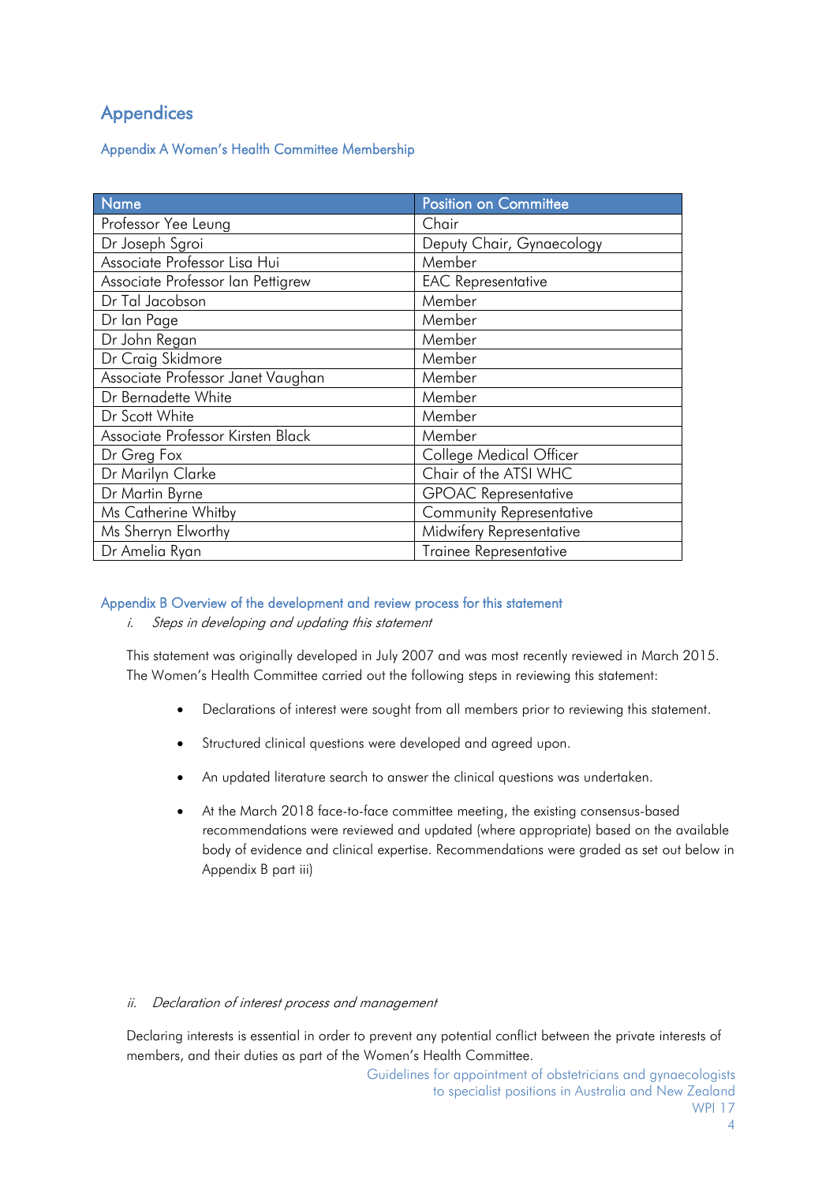# Appendices

## Appendix A Women's Health Committee Membership

| Name | Position on Committee |
| --- | --- |
| Professor Yee Leung | Chair |
| Dr Joseph Sgroi | Deputy Chair, Gynaecology |
| Associate Professor Lisa Hui | Member |
| Associate Professor Ian Pettigrew | EAC Representative |
| Dr Tal Jacobson | Member |
| Dr Ian Page | Member |
| Dr John Regan | Member |
| Dr Craig Skidmore | Member |
| Associate Professor Janet Vaughan | Member |
| Dr Bernadette White | Member |
| Dr Scott White | Member |
| Associate Professor Kirsten Black | Member |
| Dr Greg Fox | College Medical Officer |
| Dr Marilyn Clarke | Chair of the ATSI WHC |
| Dr Martin Byrne | GPOAC Representative |
| Ms Catherine Whitby | Community Representative |
| Ms Sherryn Elworthy | Midwifery Representative |
| Dr Amelia Ryan | Trainee Representative |

## Appendix B Overview of the development and review process for this statement

*i. Steps in developing and updating this statement*

This statement was originally developed in July 2007 and was most recently reviewed in March 2015. The Women's Health Committee carried out the following steps in reviewing this statement:

- Declarations of interest were sought from all members prior to reviewing this statement.
- Structured clinical questions were developed and agreed upon.
- An updated literature search to answer the clinical questions was undertaken.
- At the March 2018 face-to-face committee meeting, the existing consensus-based recommendations were reviewed and updated (where appropriate) based on the available body of evidence and clinical expertise. Recommendations were graded as set out below in Appendix B part iii)

*ii. Declaration of interest process and management*

Declaring interests is essential in order to prevent any potential conflict between the private interests of members, and their duties as part of the Women's Health Committee.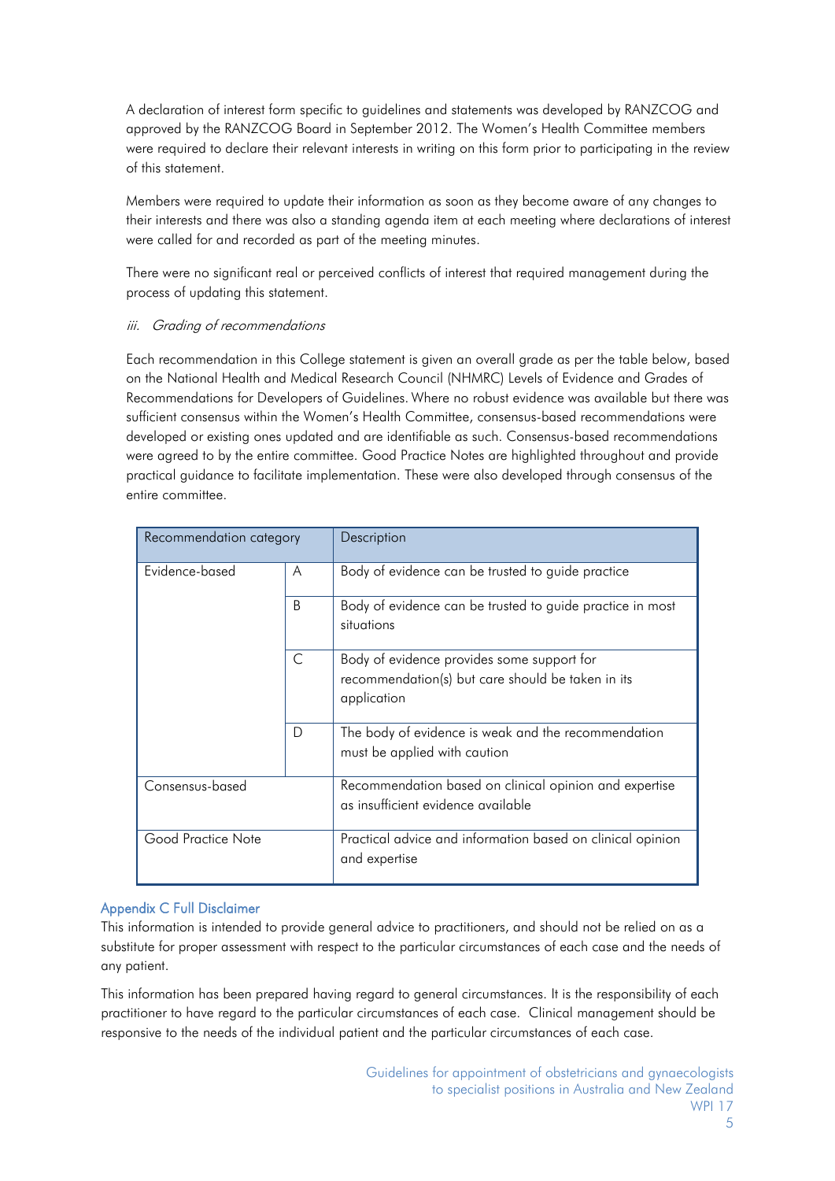A declaration of interest form specific to guidelines and statements was developed by RANZCOG and approved by the RANZCOG Board in September 2012. The Women's Health Committee members were required to declare their relevant interests in writing on this form prior to participating in the review of this statement.

Members were required to update their information as soon as they become aware of any changes to their interests and there was also a standing agenda item at each meeting where declarations of interest were called for and recorded as part of the meeting minutes.

There were no significant real or perceived conflicts of interest that required management during the process of updating this statement.

*iii. Grading of recommendations*

Each recommendation in this College statement is given an overall grade as per the table below, based on the National Health and Medical Research Council (NHMRC) Levels of Evidence and Grades of Recommendations for Developers of Guidelines. Where no robust evidence was available but there was sufficient consensus within the Women's Health Committee, consensus-based recommendations were developed or existing ones updated and are identifiable as such. Consensus-based recommendations were agreed to by the entire committee. Good Practice Notes are highlighted throughout and provide practical guidance to facilitate implementation. These were also developed through consensus of the entire committee.

| Recommendation category | | Description |
|---|---|---|
| Evidence-based | A | Body of evidence can be trusted to guide practice |
| | B | Body of evidence can be trusted to guide practice in most situations |
| | C | Body of evidence provides some support for recommendation(s) but care should be taken in its application |
| | D | The body of evidence is weak and the recommendation must be applied with caution |
| Consensus-based | | Recommendation based on clinical opinion and expertise as insufficient evidence available |
| Good Practice Note | | Practical advice and information based on clinical opinion and expertise |

## Appendix C Full Disclaimer

This information is intended to provide general advice to practitioners, and should not be relied on as a substitute for proper assessment with respect to the particular circumstances of each case and the needs of any patient.

This information has been prepared having regard to general circumstances. It is the responsibility of each practitioner to have regard to the particular circumstances of each case. Clinical management should be responsive to the needs of the individual patient and the particular circumstances of each case.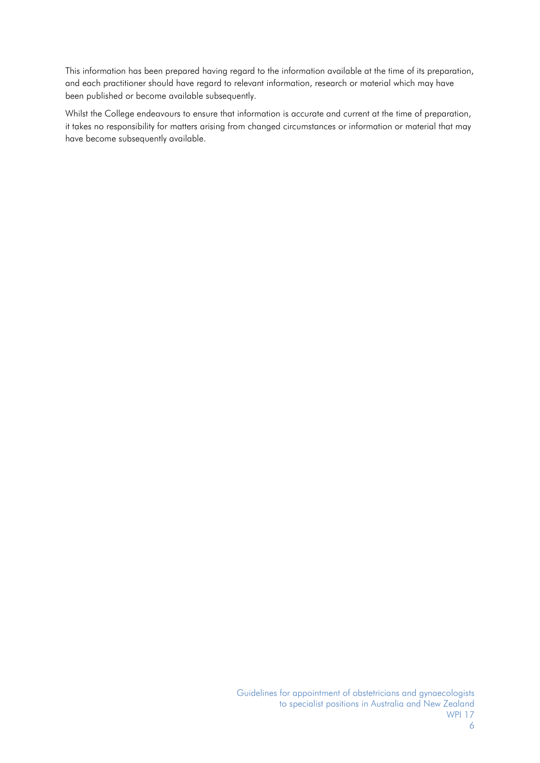This information has been prepared having regard to the information available at the time of its preparation, and each practitioner should have regard to relevant information, research or material which may have been published or become available subsequently.

Whilst the College endeavours to ensure that information is accurate and current at the time of preparation, it takes no responsibility for matters arising from changed circumstances or information or material that may have become subsequently available.